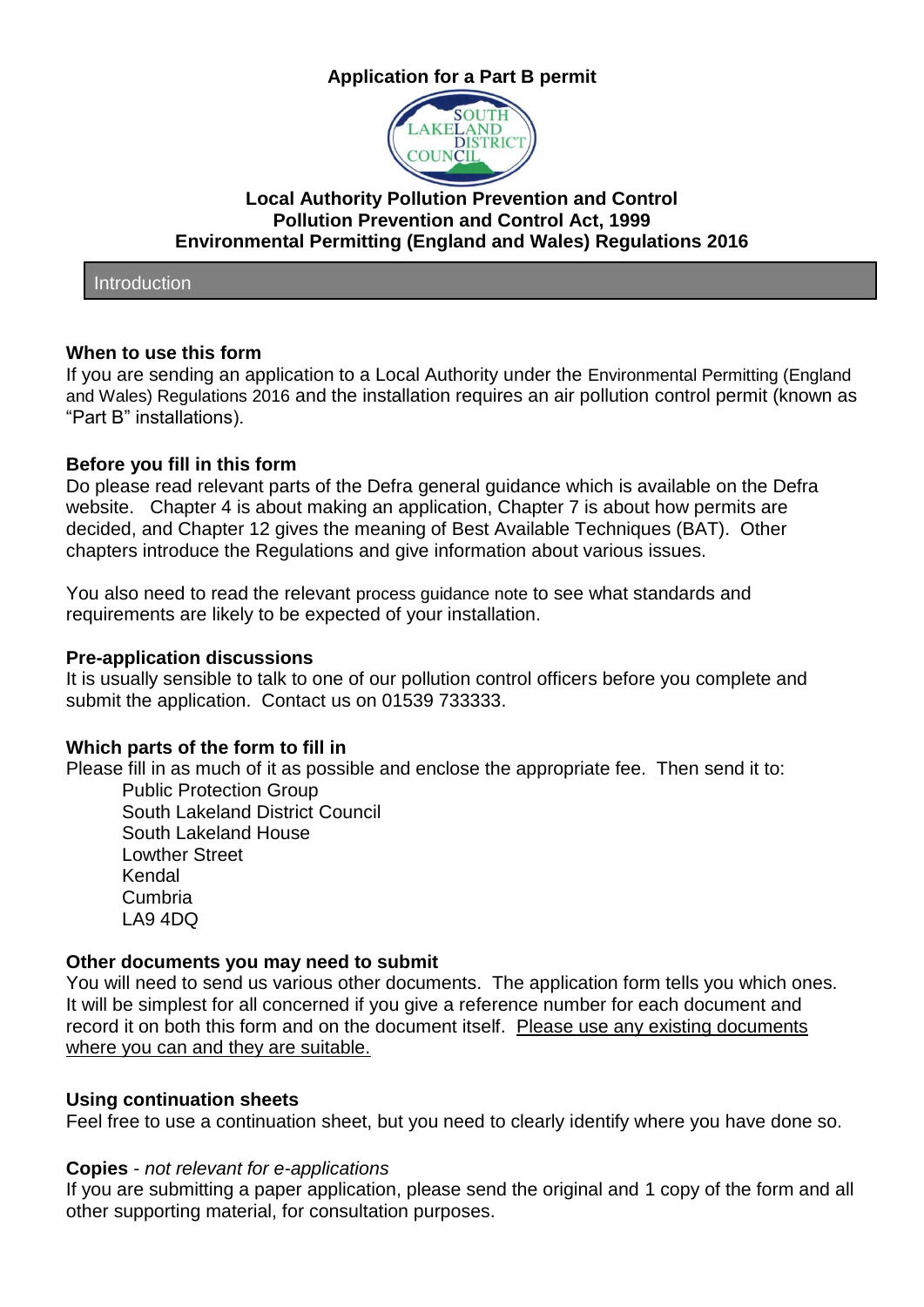# Application for a Part B permit

## Local Authority Pollution Prevention and Control
## Pollution Prevention and Control Act, 1999
## Environmental Permitting (England and Wales) Regulations 2016

## Introduction

### When to use this form

If you are sending an application to a Local Authority under the Environmental Permitting (England and Wales) Regulations 2016 and the installation requires an air pollution control permit (known as "Part B" installations).

### Before you fill in this form

Do please read relevant parts of the Defra general guidance which is available on the Defra website. Chapter 4 is about making an application, Chapter 7 is about how permits are decided, and Chapter 12 gives the meaning of Best Available Techniques (BAT). Other chapters introduce the Regulations and give information about various issues.

You also need to read the relevant process guidance note to see what standards and requirements are likely to be expected of your installation.

### Pre-application discussions

It is usually sensible to talk to one of our pollution control officers before you complete and submit the application. Contact us on 01539 733333.

### Which parts of the form to fill in

Please fill in as much of it as possible and enclose the appropriate fee. Then send it to:

Public Protection Group
South Lakeland District Council
South Lakeland House
Lowther Street
Kendal
Cumbria
LA9 4DQ

### Other documents you may need to submit

You will need to send us various other documents. The application form tells you which ones. It will be simplest for all concerned if you give a reference number for each document and record it on both this form and on the document itself. Please use any existing documents where you can and they are suitable.

### Using continuation sheets

Feel free to use a continuation sheet, but you need to clearly identify where you have done so.

### Copies - *not relevant for e-applications*

If you are submitting a paper application, please send the original and 1 copy of the form and all other supporting material, for consultation purposes.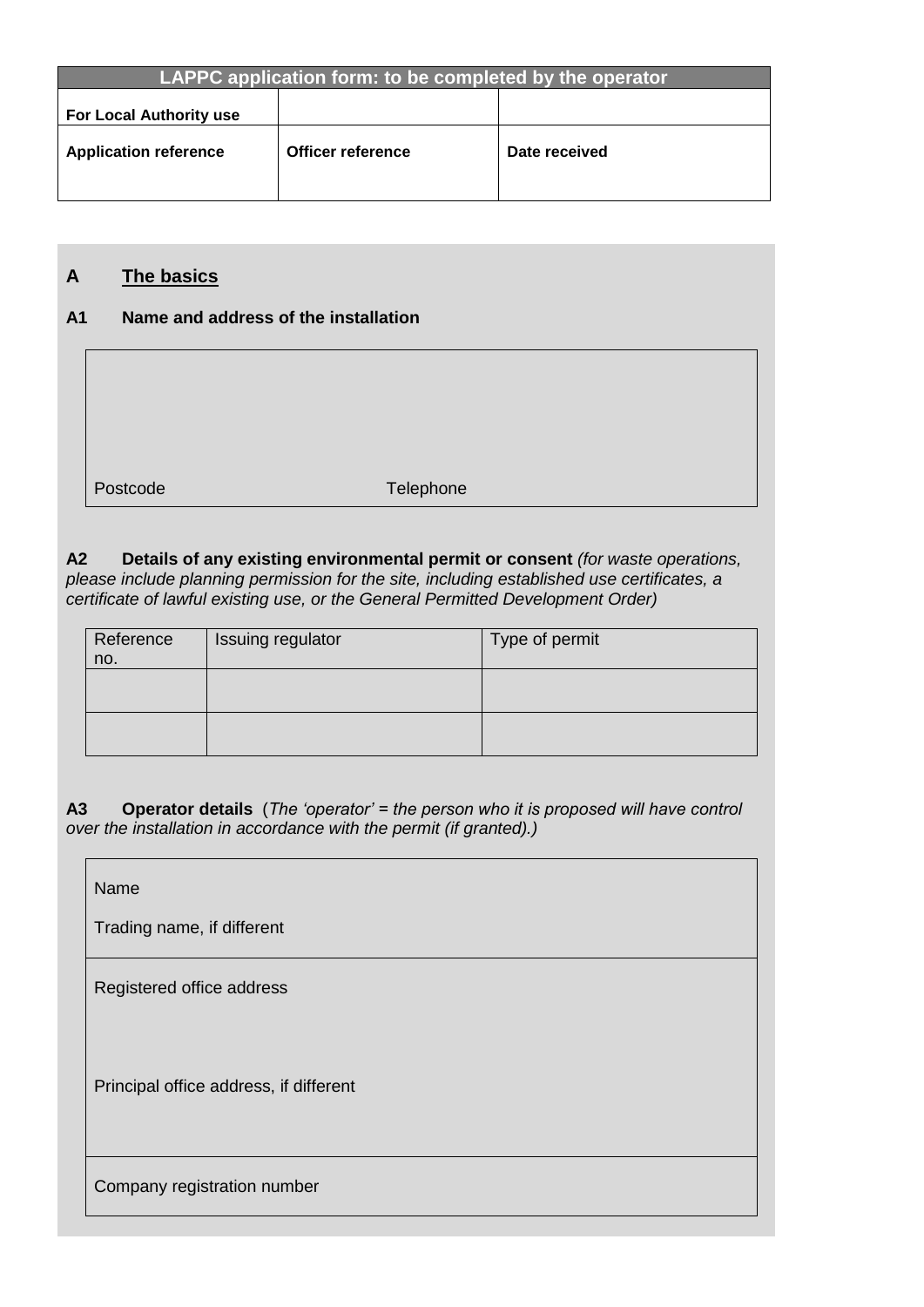| LAPPC application form: to be completed by the operator | | |
|---|---|---|
| **For Local Authority use** | | |
| **Application reference** | **Officer reference** | **Date received** |

## A The basics

### A1 Name and address of the installation

| |
|---|
| |
| Postcode Telephone |

### A2 Details of any existing environmental permit or consent

*(for waste operations, please include planning permission for the site, including established use certificates, a certificate of lawful existing use, or the General Permitted Development Order)*

| Reference no. | Issuing regulator | Type of permit |
|---|---|---|
| | | |
| | | |

### A3 Operator details

(*The 'operator' = the person who it is proposed will have control over the installation in accordance with the permit (if granted).*)

| |
|---|
| Name<br><br>Trading name, if different |
| Registered office address<br><br><br>Principal office address, if different |
| Company registration number |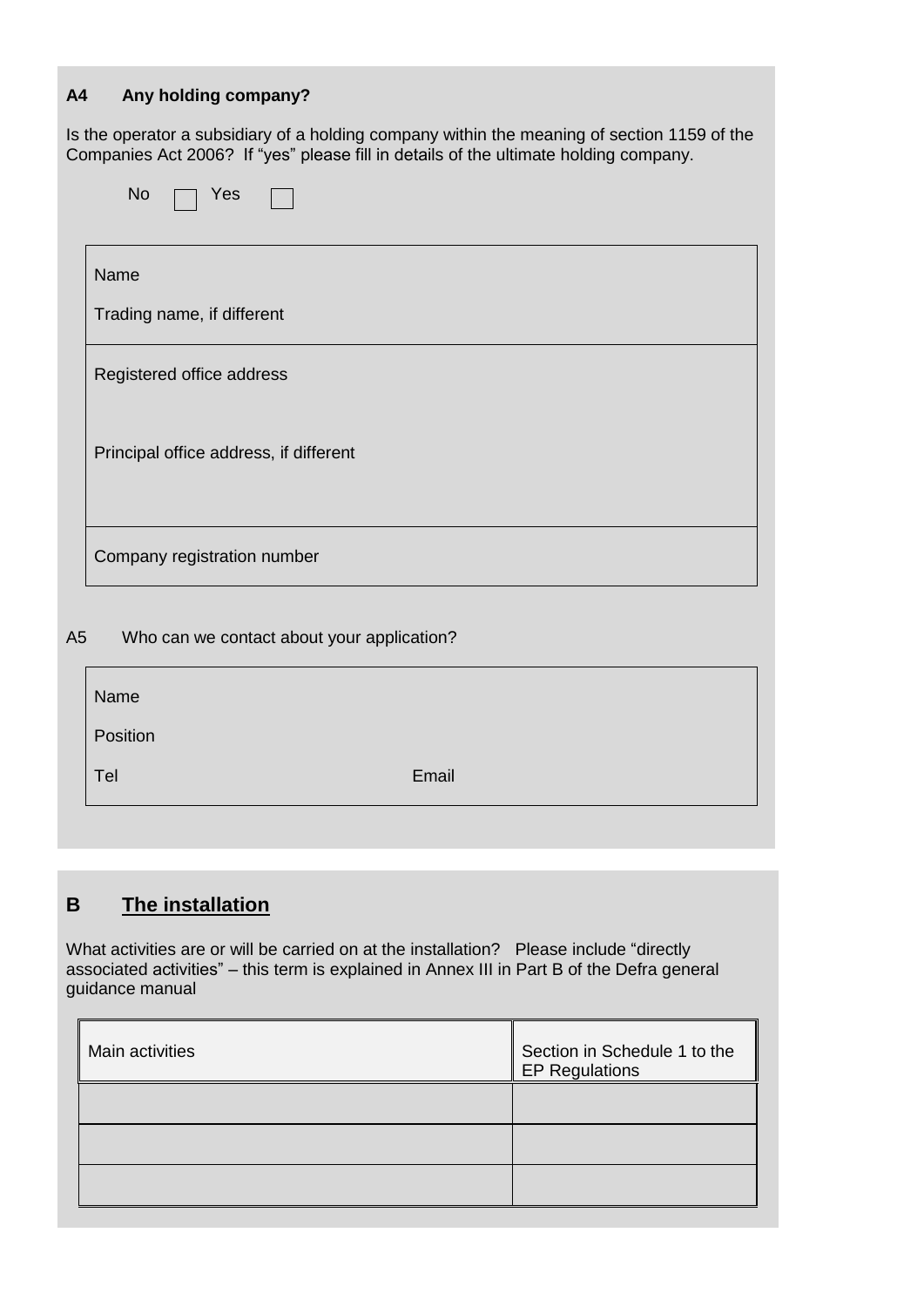**A4 Any holding company?**

Is the operator a subsidiary of a holding company within the meaning of section 1159 of the Companies Act 2006? If "yes" please fill in details of the ultimate holding company.

No ☐ Yes ☐

| |
|---|
| Name<br><br>Trading name, if different |
| Registered office address<br><br>Principal office address, if different |
| Company registration number |

A5 Who can we contact about your application?

| | |
|---|---|
| Name | |
| Position | |
| Tel | Email |

## B The installation

What activities are or will be carried on at the installation? Please include "directly associated activities" – this term is explained in Annex III in Part B of the Defra general guidance manual

| Main activities | Section in Schedule 1 to the EP Regulations |
|---|---|
| | |
| | |
| | |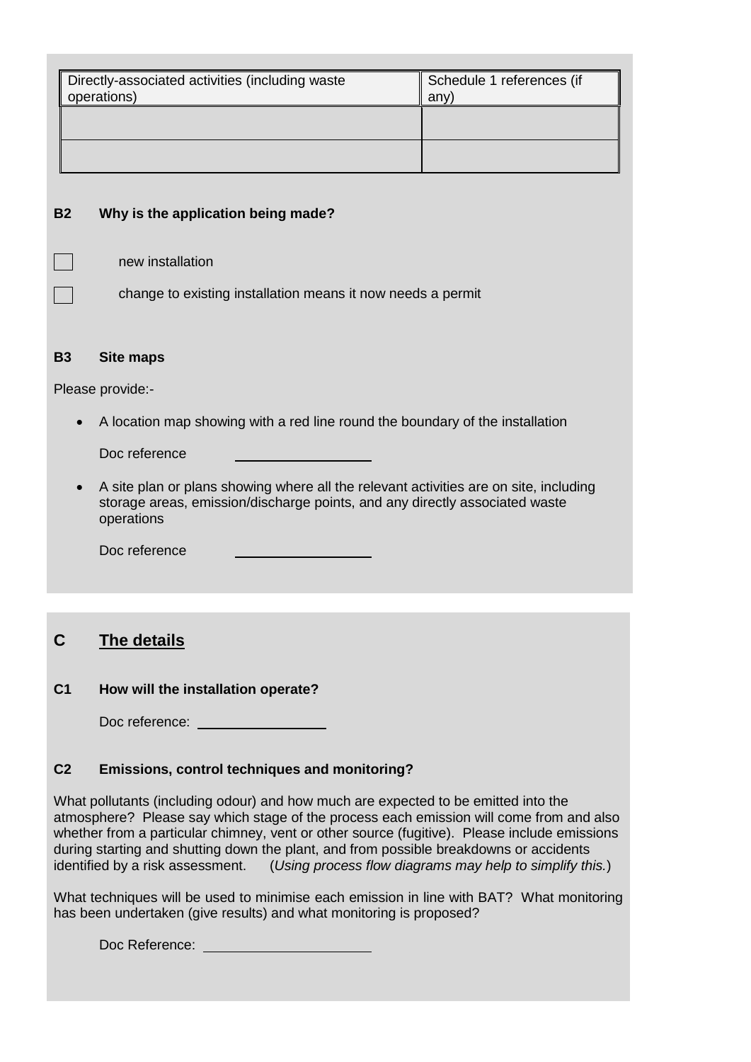| Directly-associated activities (including waste operations) | Schedule 1 references (if any) |
| --- | --- |
| | |
| | |

**B2 Why is the application being made?**

☐ new installation

☐ change to existing installation means it now needs a permit

**B3 Site maps**

Please provide:-

- A location map showing with a red line round the boundary of the installation

  Doc reference ____________

- A site plan or plans showing where all the relevant activities are on site, including storage areas, emission/discharge points, and any directly associated waste operations

  Doc reference ____________

## C The details

**C1 How will the installation operate?**

Doc reference: ____________

**C2 Emissions, control techniques and monitoring?**

What pollutants (including odour) and how much are expected to be emitted into the atmosphere? Please say which stage of the process each emission will come from and also whether from a particular chimney, vent or other source (fugitive). Please include emissions during starting and shutting down the plant, and from possible breakdowns or accidents identified by a risk assessment. (*Using process flow diagrams may help to simplify this.*)

What techniques will be used to minimise each emission in line with BAT? What monitoring has been undertaken (give results) and what monitoring is proposed?

Doc Reference: ____________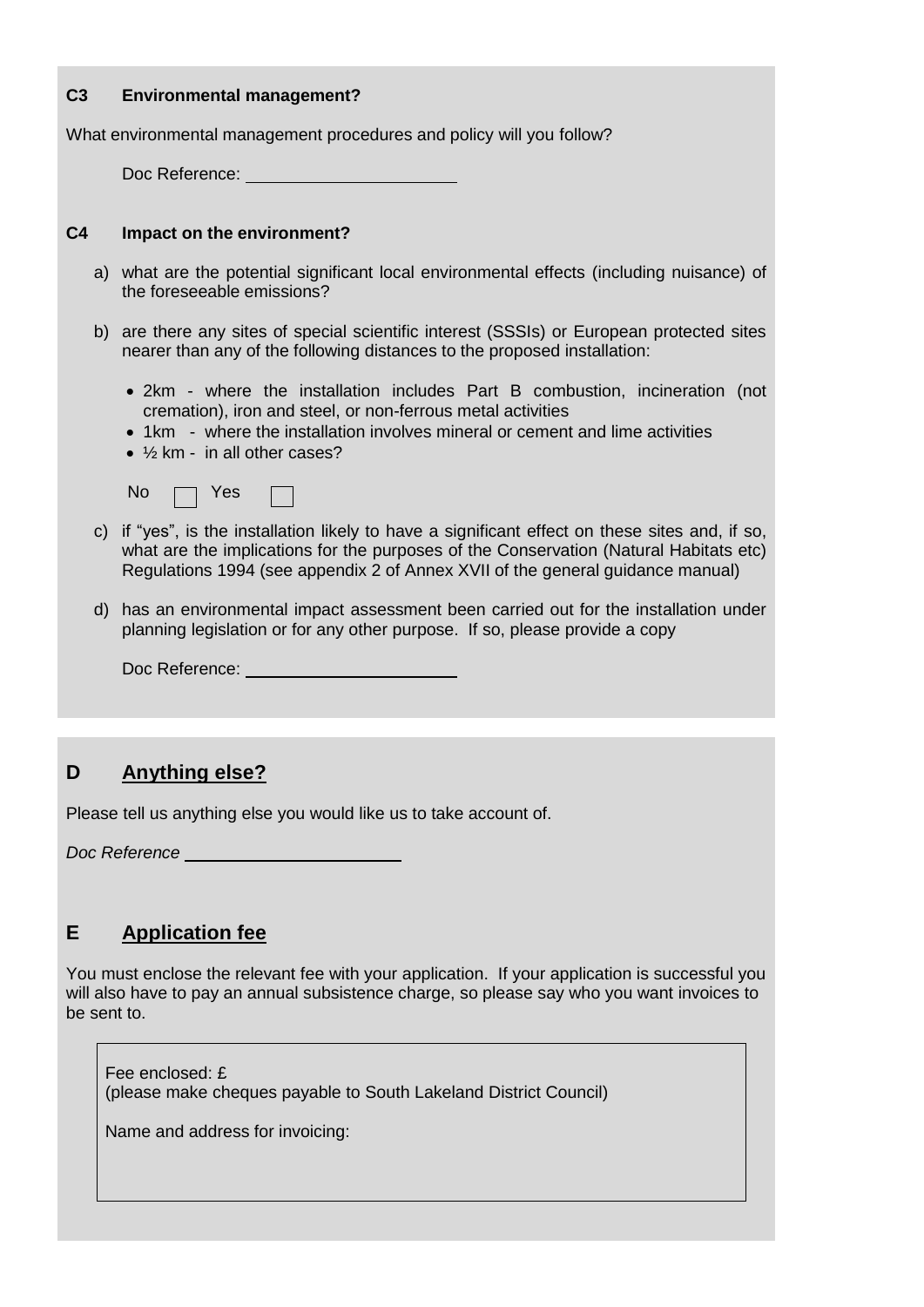### C3 Environmental management?

What environmental management procedures and policy will you follow?

Doc Reference: ______________________

### C4 Impact on the environment?

a) what are the potential significant local environmental effects (including nuisance) of the foreseeable emissions?

b) are there any sites of special scientific interest (SSSIs) or European protected sites nearer than any of the following distances to the proposed installation:

- 2km - where the installation includes Part B combustion, incineration (not cremation), iron and steel, or non-ferrous metal activities
- 1km - where the installation involves mineral or cement and lime activities
- ½ km - in all other cases?

No ☐ Yes ☐

c) if "yes", is the installation likely to have a significant effect on these sites and, if so, what are the implications for the purposes of the Conservation (Natural Habitats etc) Regulations 1994 (see appendix 2 of Annex XVII of the general guidance manual)

d) has an environmental impact assessment been carried out for the installation under planning legislation or for any other purpose. If so, please provide a copy

Doc Reference: ______________________

## D Anything else?

Please tell us anything else you would like us to take account of.

*Doc Reference* ______________________

## E Application fee

You must enclose the relevant fee with your application. If your application is successful you will also have to pay an annual subsistence charge, so please say who you want invoices to be sent to.

Fee enclosed: £
(please make cheques payable to South Lakeland District Council)

Name and address for invoicing: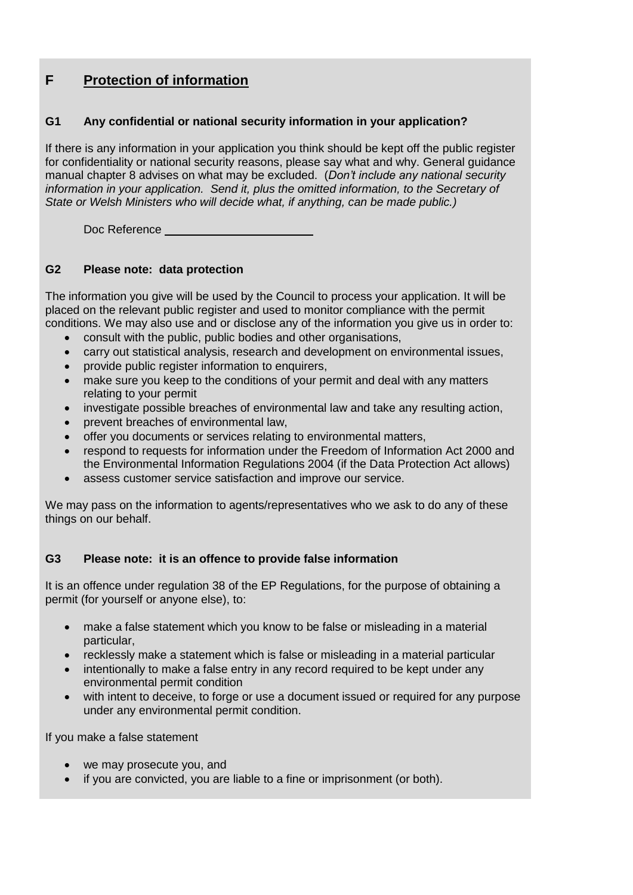## F Protection of information

### G1 Any confidential or national security information in your application?

If there is any information in your application you think should be kept off the public register for confidentiality or national security reasons, please say what and why. General guidance manual chapter 8 advises on what may be excluded. (*Don't include any national security information in your application. Send it, plus the omitted information, to the Secretary of State or Welsh Ministers who will decide what, if anything, can be made public.)*

Doc Reference \_\_\_\_\_\_\_\_\_\_\_\_\_\_\_\_\_\_\_\_\_\_\_\_

### G2 Please note: data protection

The information you give will be used by the Council to process your application. It will be placed on the relevant public register and used to monitor compliance with the permit conditions. We may also use and or disclose any of the information you give us in order to:

- consult with the public, public bodies and other organisations,
- carry out statistical analysis, research and development on environmental issues,
- provide public register information to enquirers,
- make sure you keep to the conditions of your permit and deal with any matters relating to your permit
- investigate possible breaches of environmental law and take any resulting action,
- prevent breaches of environmental law,
- offer you documents or services relating to environmental matters,
- respond to requests for information under the Freedom of Information Act 2000 and the Environmental Information Regulations 2004 (if the Data Protection Act allows)
- assess customer service satisfaction and improve our service.

We may pass on the information to agents/representatives who we ask to do any of these things on our behalf.

### G3 Please note: it is an offence to provide false information

It is an offence under regulation 38 of the EP Regulations, for the purpose of obtaining a permit (for yourself or anyone else), to:

- make a false statement which you know to be false or misleading in a material particular,
- recklessly make a statement which is false or misleading in a material particular
- intentionally to make a false entry in any record required to be kept under any environmental permit condition
- with intent to deceive, to forge or use a document issued or required for any purpose under any environmental permit condition.

If you make a false statement

- we may prosecute you, and
- if you are convicted, you are liable to a fine or imprisonment (or both).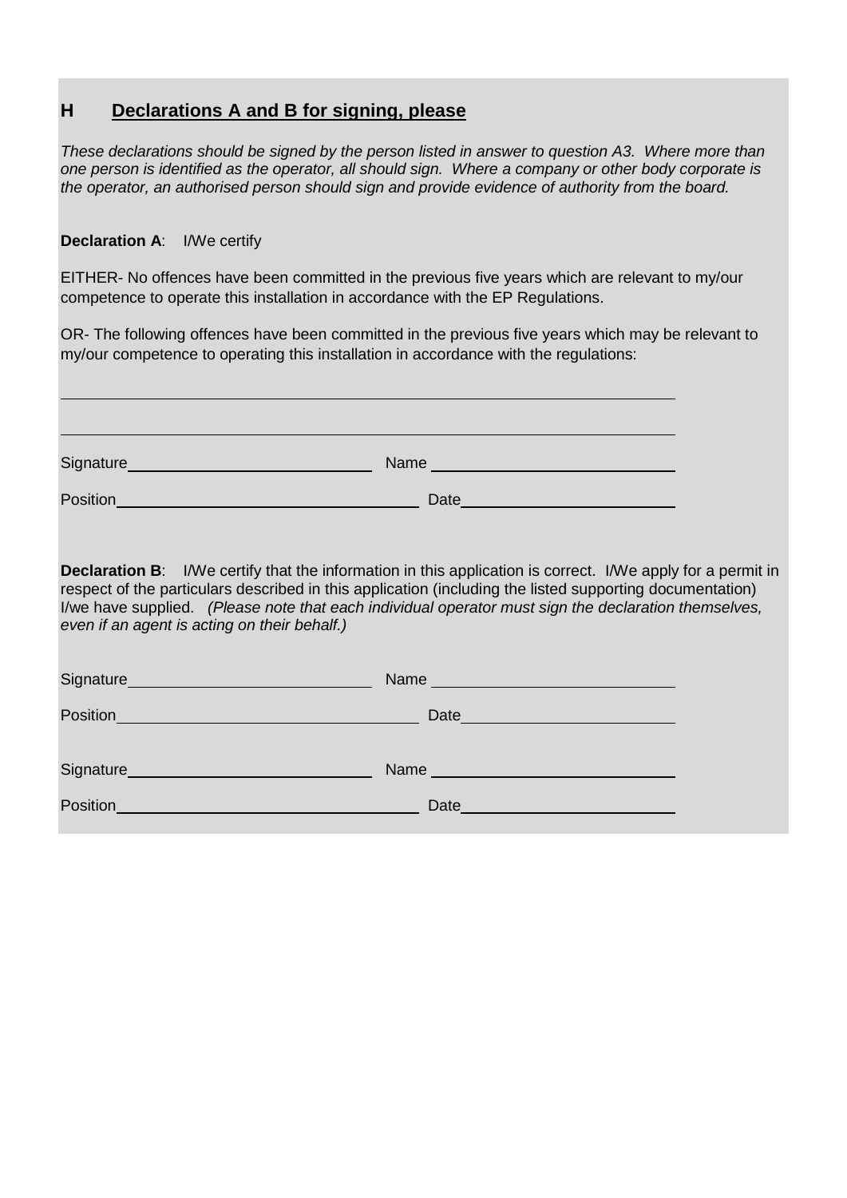## H Declarations A and B for signing, please

*These declarations should be signed by the person listed in answer to question A3. Where more than one person is identified as the operator, all should sign. Where a company or other body corporate is the operator, an authorised person should sign and provide evidence of authority from the board.*

**Declaration A**: I/We certify

EITHER- No offences have been committed in the previous five years which are relevant to my/our competence to operate this installation in accordance with the EP Regulations.

OR- The following offences have been committed in the previous five years which may be relevant to my/our competence to operating this installation in accordance with the regulations:

\_\_\_\_\_\_\_\_\_\_\_\_\_\_\_\_\_\_\_\_\_\_\_\_\_\_\_\_\_\_\_\_\_\_\_\_\_\_\_\_\_\_\_\_\_\_\_\_\_\_\_\_\_\_\_\_\_\_\_\_\_\_\_\_\_\_\_\_

\_\_\_\_\_\_\_\_\_\_\_\_\_\_\_\_\_\_\_\_\_\_\_\_\_\_\_\_\_\_\_\_\_\_\_\_\_\_\_\_\_\_\_\_\_\_\_\_\_\_\_\_\_\_\_\_\_\_\_\_\_\_\_\_\_\_\_\_

Signature \_\_\_\_\_\_\_\_\_\_\_\_\_\_\_\_\_\_\_\_\_\_\_\_ Name \_\_\_\_\_\_\_\_\_\_\_\_\_\_\_\_\_\_\_\_\_\_\_\_

Position \_\_\_\_\_\_\_\_\_\_\_\_\_\_\_\_\_\_\_\_\_\_\_\_\_\_\_\_ Date \_\_\_\_\_\_\_\_\_\_\_\_\_\_\_\_\_\_\_\_\_\_

**Declaration B**: I/We certify that the information in this application is correct. I/We apply for a permit in respect of the particulars described in this application (including the listed supporting documentation) I/we have supplied. *(Please note that each individual operator must sign the declaration themselves, even if an agent is acting on their behalf.)*

Signature \_\_\_\_\_\_\_\_\_\_\_\_\_\_\_\_\_\_\_\_\_\_\_\_ Name \_\_\_\_\_\_\_\_\_\_\_\_\_\_\_\_\_\_\_\_\_\_\_\_

Position \_\_\_\_\_\_\_\_\_\_\_\_\_\_\_\_\_\_\_\_\_\_\_\_\_\_\_\_ Date \_\_\_\_\_\_\_\_\_\_\_\_\_\_\_\_\_\_\_\_\_\_

Signature \_\_\_\_\_\_\_\_\_\_\_\_\_\_\_\_\_\_\_\_\_\_\_\_ Name \_\_\_\_\_\_\_\_\_\_\_\_\_\_\_\_\_\_\_\_\_\_\_\_

Position \_\_\_\_\_\_\_\_\_\_\_\_\_\_\_\_\_\_\_\_\_\_\_\_\_\_\_\_ Date \_\_\_\_\_\_\_\_\_\_\_\_\_\_\_\_\_\_\_\_\_\_